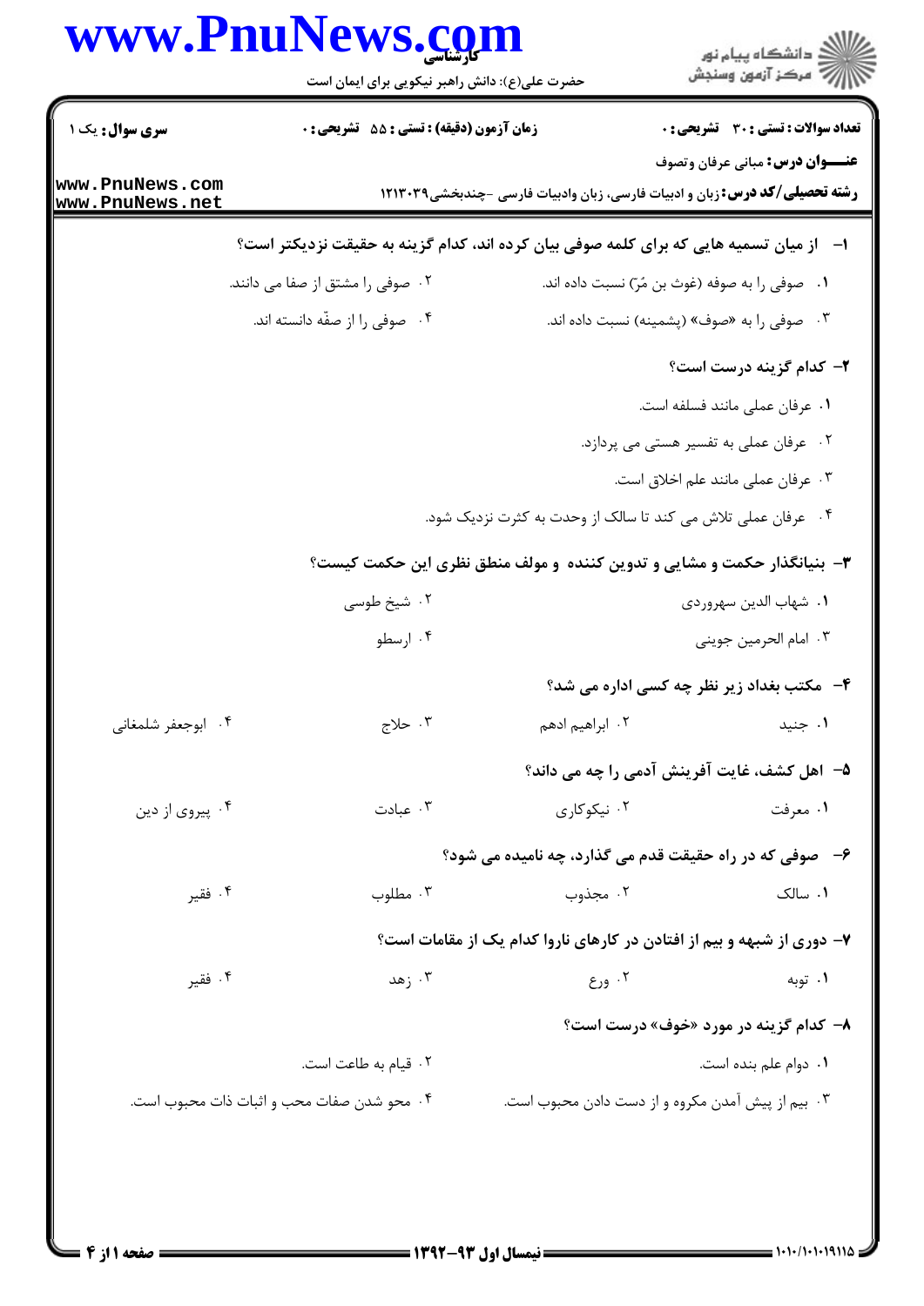**سری سوال:** یک ۱

**زمان آزمون (دقیقه) : تستی : ۵۵ تشریحی : ۰**

**تعداد سوالات : تستی : ۳۰ تشریحی : ۰**

**عنـــوان درس:** مبانی عرفان وتصوف

**رشته تحصیلی/کد درس:** زبان و ادبیات فارسی، زبان وادبیات فارسی -چندبخشی۱۲۱۳۰۳۹

**۱- از میان تسمیه هایی که برای کلمه صوفی بیان کرده اند، کدام گزینه به حقیقت نزدیکتر است؟**

۱. صوفی را به صوفه (غوث بن مُرّ) نسبت داده اند.

۲. صوفی را مشتق از صفا می دانند.

۳. صوفی را به «صوف» (پشمینه) نسبت داده اند.

۴. صوفی را از صفّه دانسته اند.

**۲- کدام گزینه درست است؟**

۱. عرفان عملی مانند فسلفه است.

۲. عرفان عملی به تفسیر هستی می پردازد.

۳. عرفان عملی مانند علم اخلاق است.

۴. عرفان عملی تلاش می کند تا سالک از وحدت به کثرت نزدیک شود.

**۳- بنیانگذار حکمت و مشایی و تدوین کننده و مولف منطق نظری این حکمت کیست؟**

۱. شهاب الدین سهروردی

۲. شیخ طوسی

۳. امام الحرمین جوینی

۴. ارسطو

**۴- مکتب بغداد زیر نظر چه کسی اداره می شد؟**

۱. جنید

۲. ابراهیم ادهم

۳. حلاج

۴. ابوجعفر شلمغانی

**۵- اهل کشف، غایت آفرینش آدمی را چه می داند؟**

۱. معرفت

۲. نیکوکاری

۳. عبادت

۴. پیروی از دین

**۶- صوفی که در راه حقیقت قدم می گذارد، چه نامیده می شود؟**

۱. سالک

۲. مجذوب

۳. مطلوب

۴. فقیر

**۷- دوری از شبهه و بیم از افتادن در کارهای ناروا کدام یک از مقامات است؟**

۱. توبه

۲. ورع

۳. زهد

۴. فقیر

**۸- کدام گزینه در مورد «خوف» درست است؟**

۱. دوام علم بنده است.

۲. قیام به طاعت است.

۳. بیم از پیش آمدن مکروه و از دست دادن محبوب است.

۴. محو شدن صفات محب و اثبات ذات محبوب است.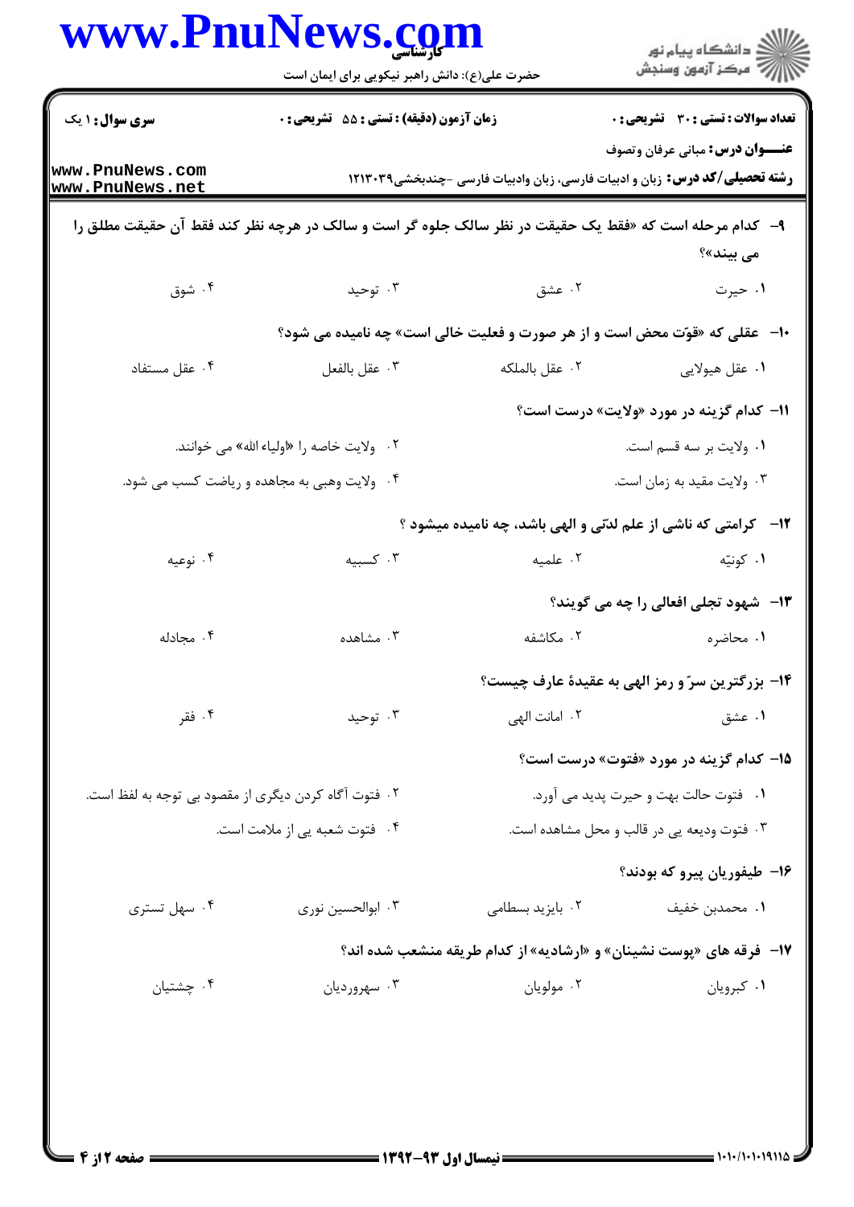**سری سوال:** ۱ یک | **زمان آزمون (دقیقه) : تستی :** ۵۵ **تشریحی :** ۰ | **تعداد سوالات : تستی :** ۳۰ **تشریحی :** ۰

**عنـــوان درس:** مبانی عرفان وتصوف

**رشته تحصیلی/کد درس:** زبان و ادبیات فارسی، زبان وادبیات فارسی -چندبخشی۱۲۱۳۰۳۹

۹- کدام مرحله است که «فقط یک حقیقت در نظر سالک جلوه گر است و سالک در هرچه نظر کند فقط آن حقیقت مطلق را می بیند»؟

۱. حیرت
۲. عشق
۳. توحید
۴. شوق

۱۰- عقلی که «قوّت محض است و از هر صورت و فعلیت خالی است» چه نامیده می شود؟

۱. عقل هیولایی
۲. عقل بالملکه
۳. عقل بالفعل
۴. عقل مستفاد

۱۱- کدام گزینه در مورد «ولایت» درست است؟

۱. ولایت بر سه قسم است.
۲. ولایت خاصه را «اولیاء الله» می خوانند.
۳. ولایت مقید به زمان است.
۴. ولایت وهبی به مجاهده و ریاضت کسب می شود.

۱۲- کرامتی که ناشی از علم لدنّی و الهی باشد، چه نامیده میشود ؟

۱. کونیّه
۲. علمیه
۳. کسبیه
۴. نوعیه

۱۳- شهود تجلی افعالی را چه می گویند؟

۱. محاضره
۲. مکاشفه
۳. مشاهده
۴. مجادله

۱۴- بزرگترین سرّ و رمز الهی به عقیدهٔ عارف چیست؟

۱. عشق
۲. امانت الهی
۳. توحید
۴. فقر

۱۵- کدام گزینه در مورد «فتوت» درست است؟

۱. فتوت حالت بهت و حیرت پدید می آورد.
۲. فتوت آگاه کردن دیگری از مقصود بی توجه به لفظ است.
۳. فتوت ودیعه یی در قالب و محل مشاهده است.
۴. فتوت شعبه یی از ملامت است.

۱۶- طیفوریان پیرو که بودند؟

۱. محمدبن خفیف
۲. بایزید بسطامی
۳. ابوالحسین نوری
۴. سهل تستری

۱۷- فرقه های «پوست نشینان» و «ارشادیه» از کدام طریقه منشعب شده اند؟

۱. کبرویان
۲. مولویان
۳. سهروردیان
۴. چشتیان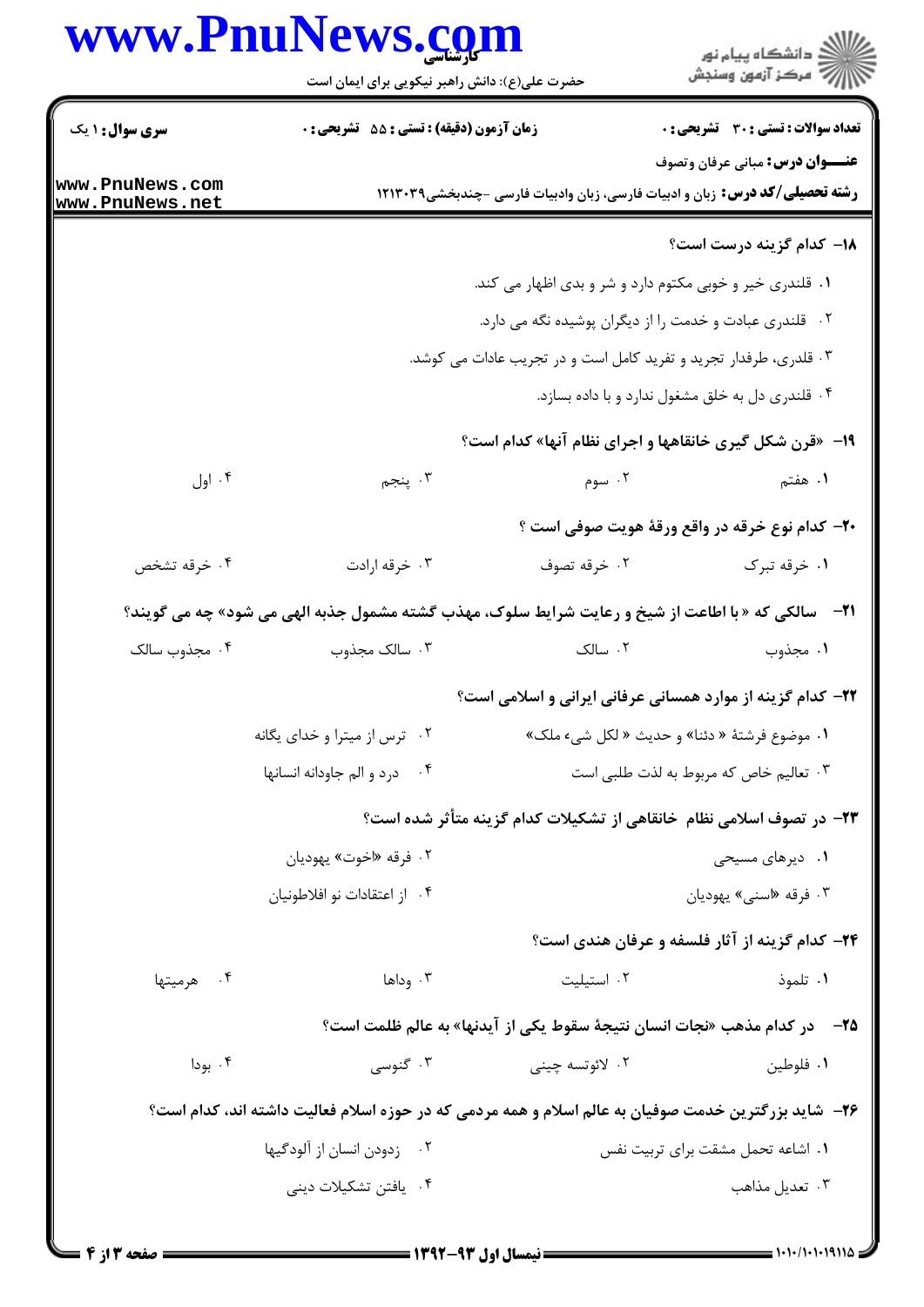**سری سوال:** ۱ یک

**زمان آزمون (دقیقه) : تستی :** ۵۵ **تشریحی :** ۰

**تعداد سوالات : تستی :** ۳۰ **تشریحی :** ۰

**عنـــوان درس:** مبانی عرفان وتصوف

**رشته تحصیلی/کد درس:** زبان و ادبیات فارسی، زبان وادبیات فارسی -چندبخشی۱۲۱۳۰۳۹

**۱۸- کدام گزینه درست است؟**

۱. قلندری خیر و خوبی مکتوم دارد و شر و بدی اظهار می کند.

۲. قلندری عبادت و خدمت را از دیگران پوشیده نگه می دارد.

۳. قلدری، طرفدار تجرید و تفرید کامل است و در تجریب عادات می کوشد.

۴. قلندری دل به خلق مشغول ندارد و با داده بسازد.

**۱۹- «قرن شکل گیری خانقاهها و اجرای نظام آنها» کدام است؟**

۱. هفتم ۲. سوم ۳. پنجم ۴. اول

**۲۰- کدام نوع خرقه در واقع ورقهٔ هویت صوفی است ؟**

۱. خرقه تبرک ۲. خرقه تصوف ۳. خرقه ارادت ۴. خرقه تشخص

**۲۱- سالکی که « با اطاعت از شیخ و رعایت شرایط سلوک، مهذب گشته مشمول جذبه الهی می شود» چه می گویند؟**

۱. مجذوب ۲. سالک ۳. سالک مجذوب ۴. مجذوب سالک

**۲۲- کدام گزینه از موارد همسانی عرفانی ایرانی و اسلامی است؟**

۱. موضوع فرشتهٔ « دئنا» و حدیث « لکل شیء ملک»

۲. ترس از میترا و خدای یگانه

۳. تعالیم خاص که مربوط به لذت طلبی است

۴. درد و الم جاودانه انسانها

**۲۳- در تصوف اسلامی نظام خانقاهی از تشکیلات کدام گزینه متأثر شده است؟**

۱. دیرهای مسیحی

۲. فرقه «اخوت» یهودیان

۳. فرقه «اسنی» یهودیان

۴. از اعتقادات نو افلاطونیان

**۲۴- کدام گزینه از آثار فلسفه و عرفان هندی است؟**

۱. تلموذ ۲. استیلیت ۳. وداها ۴. هرمیتها

**۲۵- در کدام مذهب «نجات انسان نتیجهٔ سقوط یکی از آیدنها» به عالم ظلمت است؟**

۱. فلوطین ۲. لائوتسه چینی ۳. گنوسی ۴. بودا

**۲۶- شاید بزرگترین خدمت صوفیان به عالم اسلام و همه مردمی که در حوزه اسلام فعالیت داشته اند، کدام است؟**

۱. اشاعه تحمل مشقت برای تربیت نفس

۲. زدودن انسان از آلودگیها

۳. تعدیل مذاهب

۴. یافتن تشکیلات دینی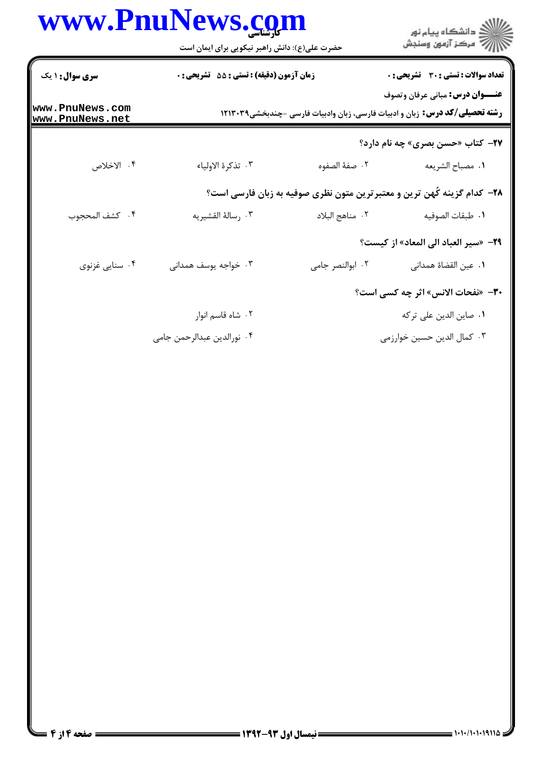**سری سؤال:** ۱ یک | **زمان آزمون (دقیقه) : تستی : ۵۵ تشریحی : ۰** | **تعداد سوالات : تستی : ۳۰ تشریحی : ۰**

**عنـــوان درس:** مبانی عرفان وتصوف

**رشته تحصیلی/کد درس:** زبان و ادبیات فارسی، زبان وادبیات فارسی -چندبخشی۱۲۱۳۰۳۹

**۲۷- کتاب «حسن بصری» چه نام دارد؟**

۱. مصباح الشریعه
۲. صفة الصفوه
۳. تذکرة الاولیاء
۴. الاخلاص

**۲۸- کدام گزینه کُهن ترین و معتبرترین متون نظری صوفیه به زبان فارسی است؟**

۱. طبقات الصوفیه
۲. مناهج البلاد
۳. رسالة القشیریه
۴. کشف المحجوب

**۲۹- «سیر العباد الی المعاد» از کیست؟**

۱. عین القضاة همدانی
۲. ابوالنصر جامی
۳. خواجه یوسف همدانی
۴. سنایی غزنوی

**۳۰- «نفحات الانس» اثر چه کسی است؟**

۱. صاین الدین علی ترکه
۲. شاه قاسم انوار
۳. کمال الدین حسین خوارزمی
۴. نورالدین عبدالرحمن جامی